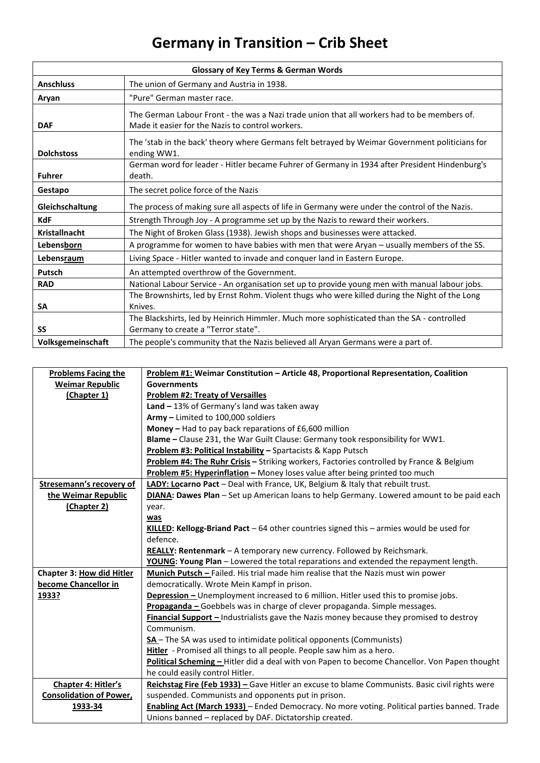# Germany in Transition – Crib Sheet

| Glossary of Key Terms & German Words | |
|---|---|
| **Anschluss** | The union of Germany and Austria in 1938. |
| **Aryan** | "Pure" German master race. |
| **DAF** | The German Labour Front - the was a Nazi trade union that all workers had to be members of. Made it easier for the Nazis to control workers. |
| **Dolchstoss** | The 'stab in the back' theory where Germans felt betrayed by Weimar Government politicians for ending WW1. |
| **Fuhrer** | German word for leader - Hitler became Fuhrer of Germany in 1934 after President Hindenburg's death. |
| **Gestapo** | The secret police force of the Nazis |
| **Gleichschaltung** | The process of making sure all aspects of life in Germany were under the control of the Nazis. |
| **KdF** | Strength Through Joy - A programme set up by the Nazis to reward their workers. |
| **Kristallnacht** | The Night of Broken Glass (1938). Jewish shops and businesses were attacked. |
| **Lebens<u>born</u>** | A programme for women to have babies with men that were Aryan – usually members of the SS. |
| **Lebens<u>raum</u>** | Living Space - Hitler wanted to invade and conquer land in Eastern Europe. |
| **Putsch** | An attempted overthrow of the Government. |
| **RAD** | National Labour Service - An organisation set up to provide young men with manual labour jobs. |
| **SA** | The Brownshirts, led by Ernst Rohm. Violent thugs who were killed during the Night of the Long Knives. |
| **SS** | The Blackshirts, led by Heinrich Himmler. Much more sophisticated than the SA - controlled Germany to create a "Terror state". |
| **Volksgemeinschaft** | The people's community that the Nazis believed all Aryan Germans were a part of. |

| | |
|---|---|
| **<u>Problems Facing the Weimar Republic (Chapter 1)</u>** | **<u>Problem #1:</u> Weimar Constitution – Article 48, Proportional Representation, Coalition Governments**<br>**<u>Problem #2: Treaty of Versailles</u>**<br>**Land –** 13% of Germany's land was taken away<br>**Army –** Limited to 100,000 soldiers<br>**Money –** Had to pay back reparations of £6,600 million<br>**Blame –** Clause 231, the War Guilt Clause: Germany took responsibility for WW1.<br>**<u>Problem #3: Political Instability</u> –** Spartacists & Kapp Putsch<br>**<u>Problem #4: The Ruhr Crisis</u> –** Striking workers, Factories controlled by France & Belgium<br>**<u>Problem #5: Hyperinflation</u> –** Money loses value after being printed too much |
| **<u>Stresemann's recovery of the Weimar Republic (Chapter 2)</u>** | **<u>LADY: Lo</u>carno Pact** – Deal with France, UK, Belgium & Italy that rebuilt trust.<br>**<u>DIANA</u>: Dawes Plan** – Set up American loans to help Germany. Lowered amount to be paid each year.<br>**<u>was</u>**<br>**<u>KILLED</u>: Kellogg-Briand Pact** – 64 other countries signed this – armies would be used for defence.<br>**<u>REALLY</u>: Rentenmark** – A temporary new currency. Followed by Reichsmark.<br>**<u>YOUNG</u>: Young Plan** – Lowered the total reparations and extended the repayment length. |
| **Chapter 3: <u>How did Hitler become Chancellor in 1933?</u>** | **<u>Munich Putsch –</u>** Failed. His trial made him realise that the Nazis must win power democratically. Wrote Mein Kampf in prison.<br>**<u>Depression –</u>** Unemployment increased to 6 million. Hitler used this to promise jobs.<br>**<u>Propaganda –</u>** Goebbels was in charge of clever propaganda. Simple messages.<br>**<u>Financial Support –</u>** Industrialists gave the Nazis money because they promised to destroy Communism.<br>**<u>SA</u>** – The SA was used to intimidate political opponents (Communists)<br>**<u>Hitler</u>** - Promised all things to all people. People saw him as a hero.<br>**<u>Political Scheming –</u>** Hitler did a deal with von Papen to become Chancellor. Von Papen thought he could easily control Hitler. |
| **<u>Chapter 4: Hitler's Consolidation of Power, 1933-34</u>** | **<u>Reichstag Fire (Feb 1933) –</u>** Gave Hitler an excuse to blame Communists. Basic civil rights were suspended. Communists and opponents put in prison.<br>**<u>Enabling Act (March 1933)</u>** – Ended Democracy. No more voting. Political parties banned. Trade Unions banned – replaced by DAF. Dictatorship created. |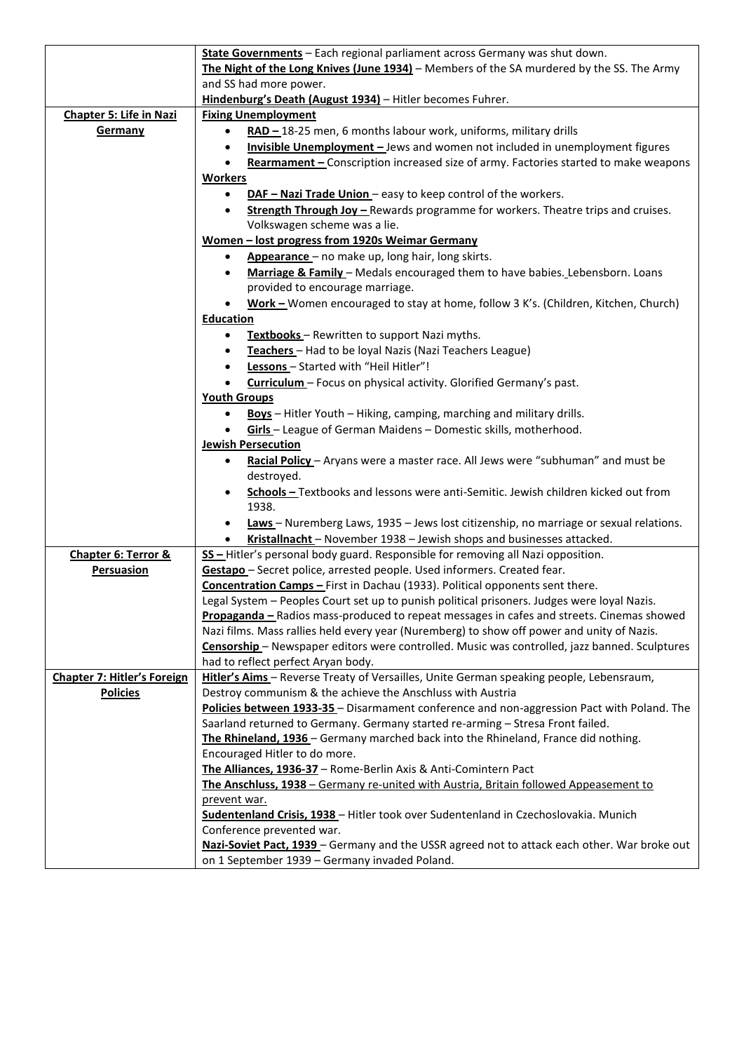| | |
|---|---|
| | **State Governments** – Each regional parliament across Germany was shut down.<br>**The Night of the Long Knives (June 1934)** – Members of the SA murdered by the SS. The Army and SS had more power.<br>**Hindenburg's Death (August 1934)** – Hitler becomes Fuhrer. |
| **Chapter 5: Life in Nazi Germany** | **Fixing Unemployment**<br>• **RAD –** 18-25 men, 6 months labour work, uniforms, military drills<br>• **Invisible Unemployment –** Jews and women not included in unemployment figures<br>• **Rearmament –** Conscription increased size of army. Factories started to make weapons<br>**Workers**<br>• **DAF – Nazi Trade Union** – easy to keep control of the workers.<br>• **Strength Through Joy –** Rewards programme for workers. Theatre trips and cruises. Volkswagen scheme was a lie.<br>**Women – lost progress from 1920s Weimar Germany**<br>• **Appearance** – no make up, long hair, long skirts.<br>• **Marriage & Family** – Medals encouraged them to have babies. Lebensborn. Loans provided to encourage marriage.<br>• **Work –** Women encouraged to stay at home, follow 3 K's. (Children, Kitchen, Church)<br>**Education**<br>• **Textbooks** – Rewritten to support Nazi myths.<br>• **Teachers** – Had to be loyal Nazis (Nazi Teachers League)<br>• **Lessons** – Started with "Heil Hitler"!<br>• **Curriculum** – Focus on physical activity. Glorified Germany's past.<br>**Youth Groups**<br>• **Boys** – Hitler Youth – Hiking, camping, marching and military drills.<br>• **Girls** – League of German Maidens – Domestic skills, motherhood.<br>**Jewish Persecution**<br>• **Racial Policy** – Aryans were a master race. All Jews were "subhuman" and must be destroyed.<br>• **Schools –** Textbooks and lessons were anti-Semitic. Jewish children kicked out from 1938.<br>• **Laws** – Nuremberg Laws, 1935 – Jews lost citizenship, no marriage or sexual relations.<br>• **Kristallnacht** – November 1938 – Jewish shops and businesses attacked. |
| **Chapter 6: Terror & Persuasion** | **SS –** Hitler's personal body guard. Responsible for removing all Nazi opposition.<br>**Gestapo** – Secret police, arrested people. Used informers. Created fear.<br>**Concentration Camps –** First in Dachau (1933). Political opponents sent there.<br>Legal System – Peoples Court set up to punish political prisoners. Judges were loyal Nazis.<br>**Propaganda –** Radios mass-produced to repeat messages in cafes and streets. Cinemas showed Nazi films. Mass rallies held every year (Nuremberg) to show off power and unity of Nazis.<br>**Censorship** – Newspaper editors were controlled. Music was controlled, jazz banned. Sculptures had to reflect perfect Aryan body. |
| **Chapter 7: Hitler's Foreign Policies** | **Hitler's Aims** – Reverse Treaty of Versailles, Unite German speaking people, Lebensraum, Destroy communism & the achieve the Anschluss with Austria<br>**Policies between 1933-35** – Disarmament conference and non-aggression Pact with Poland. The Saarland returned to Germany. Germany started re-arming – Stresa Front failed.<br>**The Rhineland, 1936** – Germany marched back into the Rhineland, France did nothing. Encouraged Hitler to do more.<br>**The Alliances, 1936-37** – Rome-Berlin Axis & Anti-Comintern Pact<br>**The Anschluss, 1938** – Germany re-united with Austria, Britain followed Appeasement to prevent war.<br>**Sudentenland Crisis, 1938** – Hitler took over Sudentenland in Czechoslovakia. Munich Conference prevented war.<br>**Nazi-Soviet Pact, 1939** – Germany and the USSR agreed not to attack each other. War broke out on 1 September 1939 – Germany invaded Poland. |